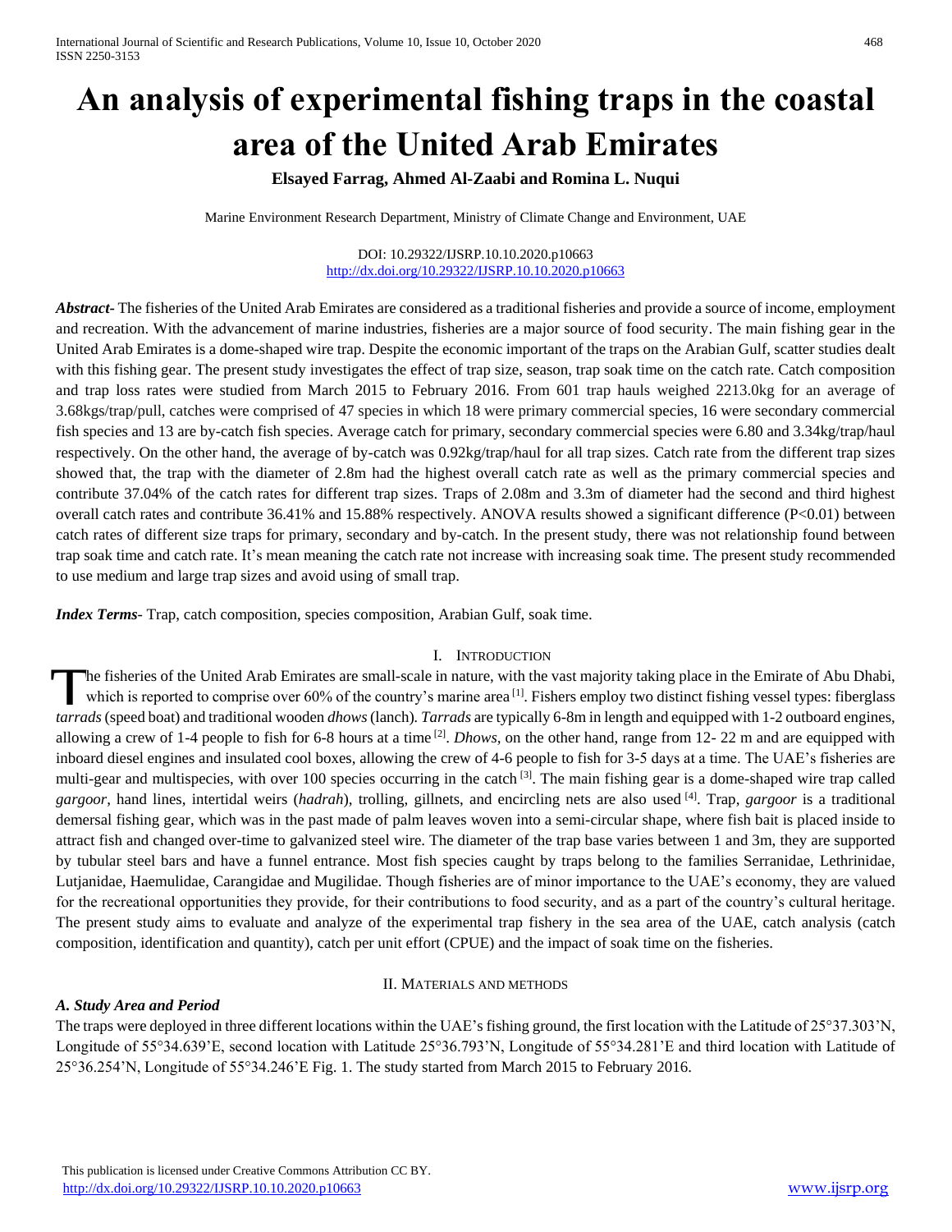# An analysis of experimental fishing traps in the coastal area of the United Arab Emirates

**Elsayed Farrag, Ahmed Al-Zaabi and Romina L. Nuqui**

Marine Environment Research Department, Ministry of Climate Change and Environment, UAE

DOI: 10.29322/IJSRP.10.10.2020.p10663
http://dx.doi.org/10.29322/IJSRP.10.10.2020.p10663

***Abstract***- The fisheries of the United Arab Emirates are considered as a traditional fisheries and provide a source of income, employment and recreation. With the advancement of marine industries, fisheries are a major source of food security. The main fishing gear in the United Arab Emirates is a dome-shaped wire trap. Despite the economic important of the traps on the Arabian Gulf, scatter studies dealt with this fishing gear. The present study investigates the effect of trap size, season, trap soak time on the catch rate. Catch composition and trap loss rates were studied from March 2015 to February 2016. From 601 trap hauls weighed 2213.0kg for an average of 3.68kgs/trap/pull, catches were comprised of 47 species in which 18 were primary commercial species, 16 were secondary commercial fish species and 13 are by-catch fish species. Average catch for primary, secondary commercial species were 6.80 and 3.34kg/trap/haul respectively. On the other hand, the average of by-catch was 0.92kg/trap/haul for all trap sizes. Catch rate from the different trap sizes showed that, the trap with the diameter of 2.8m had the highest overall catch rate as well as the primary commercial species and contribute 37.04% of the catch rates for different trap sizes. Traps of 2.08m and 3.3m of diameter had the second and third highest overall catch rates and contribute 36.41% and 15.88% respectively. ANOVA results showed a significant difference ($P<0.01$) between catch rates of different size traps for primary, secondary and by-catch. In the present study, there was not relationship found between trap soak time and catch rate. It's mean meaning the catch rate not increase with increasing soak time. The present study recommended to use medium and large trap sizes and avoid using of small trap.

***Index Terms***- Trap, catch composition, species composition, Arabian Gulf, soak time.

## I. Introduction

The fisheries of the United Arab Emirates are small-scale in nature, with the vast majority taking place in the Emirate of Abu Dhabi, which is reported to comprise over 60% of the country's marine area [1]. Fishers employ two distinct fishing vessel types: fiberglass *tarrads* (speed boat) and traditional wooden *dhows* (lanch). *Tarrads* are typically 6-8m in length and equipped with 1-2 outboard engines, allowing a crew of 1-4 people to fish for 6-8 hours at a time [2]. *Dhows*, on the other hand, range from 12- 22 m and are equipped with inboard diesel engines and insulated cool boxes, allowing the crew of 4-6 people to fish for 3-5 days at a time. The UAE's fisheries are multi-gear and multispecies, with over 100 species occurring in the catch [3]. The main fishing gear is a dome-shaped wire trap called *gargoor*, hand lines, intertidal weirs (*hadrah*), trolling, gillnets, and encircling nets are also used [4]. Trap, *gargoor* is a traditional demersal fishing gear, which was in the past made of palm leaves woven into a semi-circular shape, where fish bait is placed inside to attract fish and changed over-time to galvanized steel wire. The diameter of the trap base varies between 1 and 3m, they are supported by tubular steel bars and have a funnel entrance. Most fish species caught by traps belong to the families Serranidae, Lethrinidae, Lutjanidae, Haemulidae, Carangidae and Mugilidae. Though fisheries are of minor importance to the UAE's economy, they are valued for the recreational opportunities they provide, for their contributions to food security, and as a part of the country's cultural heritage. The present study aims to evaluate and analyze of the experimental trap fishery in the sea area of the UAE, catch analysis (catch composition, identification and quantity), catch per unit effort (CPUE) and the impact of soak time on the fisheries.

## II. Materials and methods

### *A. Study Area and Period*

The traps were deployed in three different locations within the UAE's fishing ground, the first location with the Latitude of 25°37.303'N, Longitude of 55°34.639'E, second location with Latitude 25°36.793'N, Longitude of 55°34.281'E and third location with Latitude of 25°36.254'N, Longitude of 55°34.246'E Fig. 1. The study started from March 2015 to February 2016.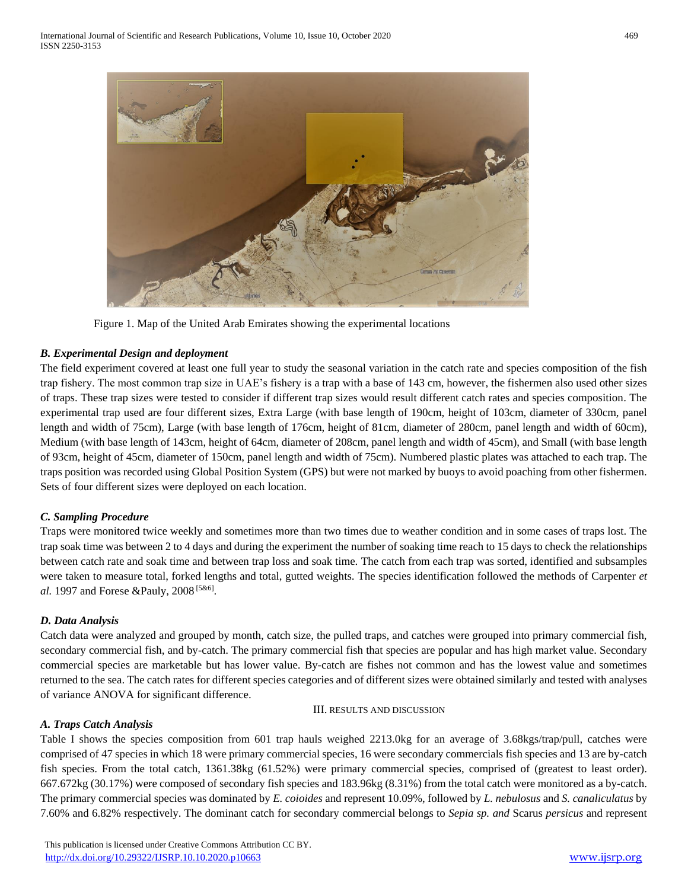Figure 1. Map of the United Arab Emirates showing the experimental locations

### *B. Experimental Design and deployment*

The field experiment covered at least one full year to study the seasonal variation in the catch rate and species composition of the fish trap fishery. The most common trap size in UAE's fishery is a trap with a base of 143 cm, however, the fishermen also used other sizes of traps. These trap sizes were tested to consider if different trap sizes would result different catch rates and species composition. The experimental trap used are four different sizes, Extra Large (with base length of 190cm, height of 103cm, diameter of 330cm, panel length and width of 75cm), Large (with base length of 176cm, height of 81cm, diameter of 280cm, panel length and width of 60cm), Medium (with base length of 143cm, height of 64cm, diameter of 208cm, panel length and width of 45cm), and Small (with base length of 93cm, height of 45cm, diameter of 150cm, panel length and width of 75cm). Numbered plastic plates was attached to each trap. The traps position was recorded using Global Position System (GPS) but were not marked by buoys to avoid poaching from other fishermen. Sets of four different sizes were deployed on each location.

### *C. Sampling Procedure*

Traps were monitored twice weekly and sometimes more than two times due to weather condition and in some cases of traps lost. The trap soak time was between 2 to 4 days and during the experiment the number of soaking time reach to 15 days to check the relationships between catch rate and soak time and between trap loss and soak time. The catch from each trap was sorted, identified and subsamples were taken to measure total, forked lengths and total, gutted weights. The species identification followed the methods of Carpenter *et al.* 1997 and Forese &Pauly, 2008 [5&6].

### *D. Data Analysis*

Catch data were analyzed and grouped by month, catch size, the pulled traps, and catches were grouped into primary commercial fish, secondary commercial fish, and by-catch. The primary commercial fish that species are popular and has high market value. Secondary commercial species are marketable but has lower value. By-catch are fishes not common and has the lowest value and sometimes returned to the sea. The catch rates for different species categories and of different sizes were obtained similarly and tested with analyses of variance ANOVA for significant difference.

## III. Results and Discussion

### *A. Traps Catch Analysis*

Table I shows the species composition from 601 trap hauls weighed 2213.0kg for an average of 3.68kgs/trap/pull, catches were comprised of 47 species in which 18 were primary commercial species, 16 were secondary commercials fish species and 13 are by-catch fish species. From the total catch, 1361.38kg (61.52%) were primary commercial species, comprised of (greatest to least order). 667.672kg (30.17%) were composed of secondary fish species and 183.96kg (8.31%) from the total catch were monitored as a by-catch. The primary commercial species was dominated by *E. coioides* and represent 10.09%, followed by *L. nebulosus* and *S. canaliculatus* by 7.60% and 6.82% respectively. The dominant catch for secondary commercial belongs to *Sepia sp. and* Scarus *persicus* and represent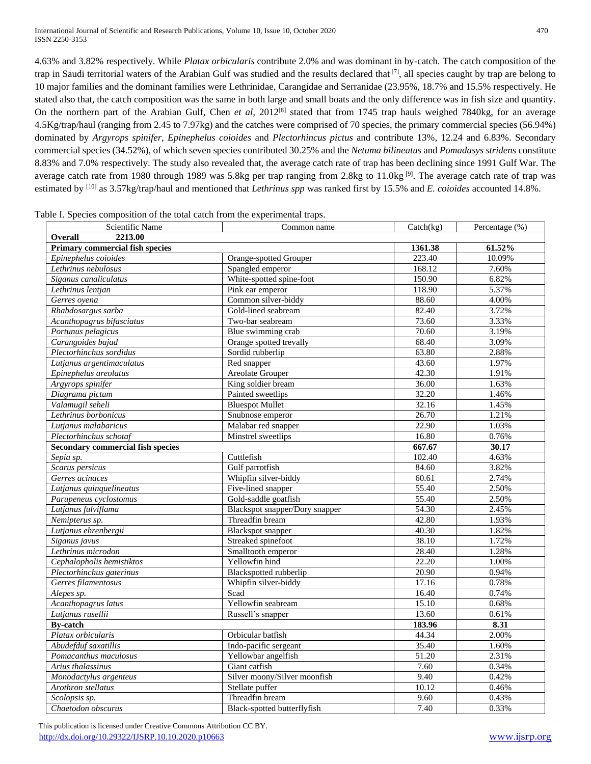4.63% and 3.82% respectively. While *Platax orbicularis* contribute 2.0% and was dominant in by-catch. The catch composition of the trap in Saudi territorial waters of the Arabian Gulf was studied and the results declared that [7], all species caught by trap are belong to 10 major families and the dominant families were Lethrinidae, Carangidae and Serranidae (23.95%, 18.7% and 15.5% respectively. He stated also that, the catch composition was the same in both large and small boats and the only difference was in fish size and quantity. On the northern part of the Arabian Gulf, Chen *et al*, 2012[8] stated that from 1745 trap hauls weighed 7840kg, for an average 4.5Kg/trap/haul (ranging from 2.45 to 7.97kg) and the catches were comprised of 70 species, the primary commercial species (56.94%) dominated by *Argyrops spinifer*, *Epinephelus coioides* and *Plectorhincus pictus* and contribute 13%, 12.24 and 6.83%. Secondary commercial species (34.52%), of which seven species contributed 30.25% and the *Netuma bilineatus* and *Pomadasys stridens* constitute 8.83% and 7.0% respectively. The study also revealed that, the average catch rate of trap has been declining since 1991 Gulf War. The average catch rate from 1980 through 1989 was 5.8kg per trap ranging from 2.8kg to 11.0kg [9]. The average catch rate of trap was estimated by [10] as 3.57kg/trap/haul and mentioned that *Lethrinus spp* was ranked first by 15.5% and *E. coioides* accounted 14.8%.

Table I. Species composition of the total catch from the experimental traps.

| Scientific Name | Common name | Catch(kg) | Percentage (%) |
|---|---|---|---|
| **Overall 2213.00** | | | |
| **Primary commercial fish species** | | **1361.38** | **61.52%** |
| *Epinephelus coioides* | Orange-spotted Grouper | 223.40 | 10.09% |
| *Lethrinus nebulosus* | Spangled emperor | 168.12 | 7.60% |
| *Siganus canaliculatus* | White-spotted spine-foot | 150.90 | 6.82% |
| *Lethrinus lentjan* | Pink ear emperor | 118.90 | 5.37% |
| *Gerres oyena* | Common silver-biddy | 88.60 | 4.00% |
| *Rhabdosargus sarba* | Gold-lined seabream | 82.40 | 3.72% |
| *Acanthopagrus bifasciatus* | Two-bar seabream | 73.60 | 3.33% |
| *Portunus pelagicus* | Blue swimming crab | 70.60 | 3.19% |
| *Carangoides bajad* | Orange spotted trevally | 68.40 | 3.09% |
| *Plectorhinchus sordidus* | Sordid rubberlip | 63.80 | 2.88% |
| *Lutjanus argentimaculatus* | Red snapper | 43.60 | 1.97% |
| *Epinephelus areolatus* | Areolate Grouper | 42.30 | 1.91% |
| *Argyrops spinifer* | King soldier bream | 36.00 | 1.63% |
| *Diagrama pictum* | Painted sweetlips | 32.20 | 1.46% |
| *Valamugil seheli* | Bluespot Mullet | 32.16 | 1.45% |
| *Lethrinus borbonicus* | Snubnose emperor | 26.70 | 1.21% |
| *Lutjanus malabaricus* | Malabar red snapper | 22.90 | 1.03% |
| *Plectorhinchus schotaf* | Minstrel sweetlips | 16.80 | 0.76% |
| **Secondary commercial fish species** | | **667.67** | **30.17** |
| *Sepia sp.* | Cuttlefish | 102.40 | 4.63% |
| *Scarus persicus* | Gulf parrotfish | 84.60 | 3.82% |
| *Gerres acinaces* | Whipfin silver-biddy | 60.61 | 2.74% |
| *Lutjanus quinquelineatus* | Five-lined snapper | 55.40 | 2.50% |
| *Parupeneus cyclostomus* | Gold-saddle goatfish | 55.40 | 2.50% |
| *Lutjanus fulviflama* | Blackspot snapper/Dory snapper | 54.30 | 2.45% |
| *Nemipterus sp.* | Threadfin bream | 42.80 | 1.93% |
| *Lutjanus ehrenbergii* | Blackspot snapper | 40.30 | 1.82% |
| *Siganus javus* | Streaked spinefoot | 38.10 | 1.72% |
| *Lethrinus microdon* | Smalltooth emperor | 28.40 | 1.28% |
| *Cephalopholis hemistiktos* | Yellowfin hind | 22.20 | 1.00% |
| *Plectorhinchus gaterinus* | Blackspotted rubberlip | 20.90 | 0.94% |
| *Gerres filamentosus* | Whipfin silver-biddy | 17.16 | 0.78% |
| *Alepes sp.* | Scad | 16.40 | 0.74% |
| *Acanthopagrus latus* | Yellowfin seabream | 15.10 | 0.68% |
| *Lutjanus rusellii* | Russell's snapper | 13.60 | 0.61% |
| **By-catch** | | **183.96** | **8.31** |
| *Platax orbicularis* | Orbicular batfish | 44.34 | 2.00% |
| *Abudefduf saxatillis* | Indo-pacific sergeant | 35.40 | 1.60% |
| *Pomacanthus maculosus* | Yellowbar angelfish | 51.20 | 2.31% |
| *Arius thalassinus* | Giant catfish | 7.60 | 0.34% |
| *Monodactylus argenteus* | Silver moony/Silver moonfish | 9.40 | 0.42% |
| *Arothron stellatus* | Stellate puffer | 10.12 | 0.46% |
| *Scolopsis sp.* | Threadfin bream | 9.60 | 0.43% |
| *Chaetodon obscurus* | Black-spotted butterflyfish | 7.40 | 0.33% |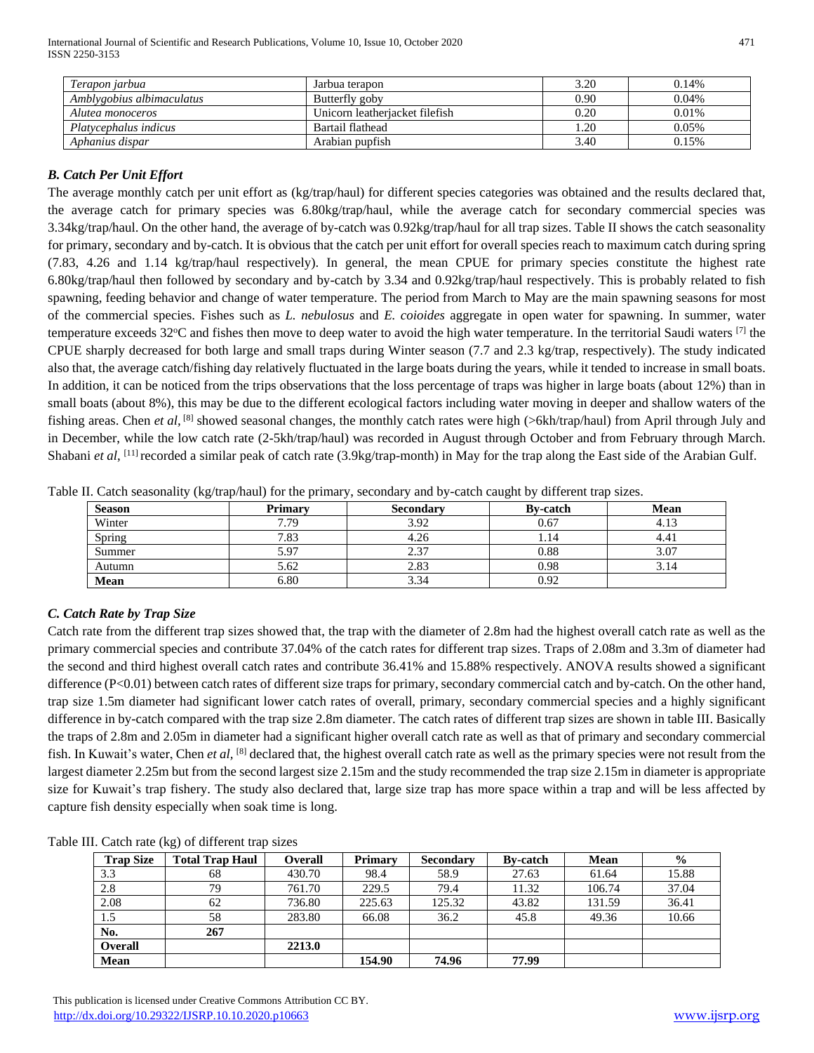| *Terapon jarbua* | Jarbua terapon | 3.20 | 0.14% |
|---|---|---|---|
| *Amblygobius albimaculatus* | Butterfly goby | 0.90 | 0.04% |
| *Alutea monoceros* | Unicorn leatherjacket filefish | 0.20 | 0.01% |
| *Platycephalus indicus* | Bartail flathead | 1.20 | 0.05% |
| *Aphanius dispar* | Arabian pupfish | 3.40 | 0.15% |

### *B. Catch Per Unit Effort*

The average monthly catch per unit effort as (kg/trap/haul) for different species categories was obtained and the results declared that, the average catch for primary species was 6.80kg/trap/haul, while the average catch for secondary commercial species was 3.34kg/trap/haul. On the other hand, the average of by-catch was 0.92kg/trap/haul for all trap sizes. Table II shows the catch seasonality for primary, secondary and by-catch. It is obvious that the catch per unit effort for overall species reach to maximum catch during spring (7.83, 4.26 and 1.14 kg/trap/haul respectively). In general, the mean CPUE for primary species constitute the highest rate 6.80kg/trap/haul then followed by secondary and by-catch by 3.34 and 0.92kg/trap/haul respectively. This is probably related to fish spawning, feeding behavior and change of water temperature. The period from March to May are the main spawning seasons for most of the commercial species. Fishes such as *L. nebulosus* and *E. coioides* aggregate in open water for spawning. In summer, water temperature exceeds 32$^{o}$C and fishes then move to deep water to avoid the high water temperature. In the territorial Saudi waters [7] the CPUE sharply decreased for both large and small traps during Winter season (7.7 and 2.3 kg/trap, respectively). The study indicated also that, the average catch/fishing day relatively fluctuated in the large boats during the years, while it tended to increase in small boats. In addition, it can be noticed from the trips observations that the loss percentage of traps was higher in large boats (about 12%) than in small boats (about 8%), this may be due to the different ecological factors including water moving in deeper and shallow waters of the fishing areas. Chen *et al*, [8] showed seasonal changes, the monthly catch rates were high (>6kh/trap/haul) from April through July and in December, while the low catch rate (2-5kh/trap/haul) was recorded in August through October and from February through March. Shabani *et al*, [11] recorded a similar peak of catch rate (3.9kg/trap-month) in May for the trap along the East side of the Arabian Gulf.

Table II. Catch seasonality (kg/trap/haul) for the primary, secondary and by-catch caught by different trap sizes.

| **Season** | **Primary** | **Secondary** | **By-catch** | **Mean** |
|---|---|---|---|---|
| Winter | 7.79 | 3.92 | 0.67 | 4.13 |
| Spring | 7.83 | 4.26 | 1.14 | 4.41 |
| Summer | 5.97 | 2.37 | 0.88 | 3.07 |
| Autumn | 5.62 | 2.83 | 0.98 | 3.14 |
| **Mean** | 6.80 | 3.34 | 0.92 | |

### *C. Catch Rate by Trap Size*

Catch rate from the different trap sizes showed that, the trap with the diameter of 2.8m had the highest overall catch rate as well as the primary commercial species and contribute 37.04% of the catch rates for different trap sizes. Traps of 2.08m and 3.3m of diameter had the second and third highest overall catch rates and contribute 36.41% and 15.88% respectively. ANOVA results showed a significant difference ($P<0.01$) between catch rates of different size traps for primary, secondary commercial catch and by-catch. On the other hand, trap size 1.5m diameter had significant lower catch rates of overall, primary, secondary commercial species and a highly significant difference in by-catch compared with the trap size 2.8m diameter. The catch rates of different trap sizes are shown in table III. Basically the traps of 2.8m and 2.05m in diameter had a significant higher overall catch rate as well as that of primary and secondary commercial fish. In Kuwait's water, Chen *et al*, [8] declared that, the highest overall catch rate as well as the primary species were not result from the largest diameter 2.25m but from the second largest size 2.15m and the study recommended the trap size 2.15m in diameter is appropriate size for Kuwait's trap fishery. The study also declared that, large size trap has more space within a trap and will be less affected by capture fish density especially when soak time is long.

Table III. Catch rate (kg) of different trap sizes

| **Trap Size** | **Total Trap Haul** | **Overall** | **Primary** | **Secondary** | **By-catch** | **Mean** | **%** |
|---|---|---|---|---|---|---|---|
| 3.3 | 68 | 430.70 | 98.4 | 58.9 | 27.63 | 61.64 | 15.88 |
| 2.8 | 79 | 761.70 | 229.5 | 79.4 | 11.32 | 106.74 | 37.04 |
| 2.08 | 62 | 736.80 | 225.63 | 125.32 | 43.82 | 131.59 | 36.41 |
| 1.5 | 58 | 283.80 | 66.08 | 36.2 | 45.8 | 49.36 | 10.66 |
| **No.** | **267** | | | | | | |
| **Overall** | | **2213.0** | | | | | |
| **Mean** | | | **154.90** | **74.96** | **77.99** | | |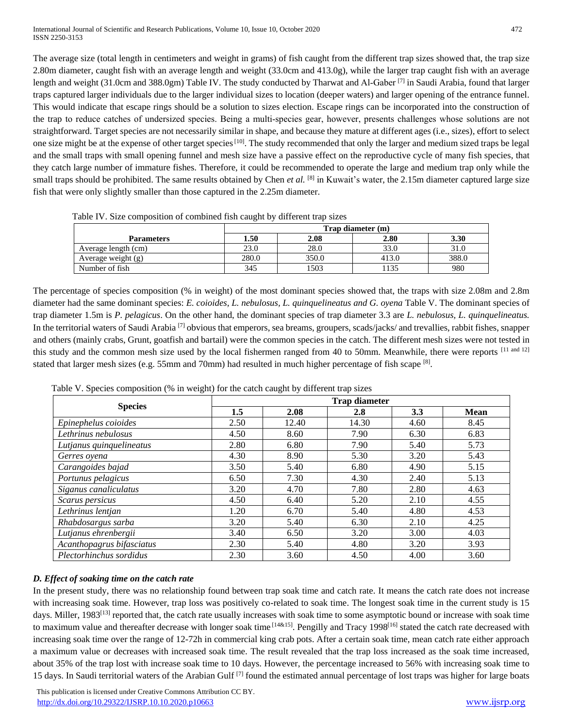The average size (total length in centimeters and weight in grams) of fish caught from the different trap sizes showed that, the trap size 2.80m diameter, caught fish with an average length and weight (33.0cm and 413.0g), while the larger trap caught fish with an average length and weight (31.0cm and 388.0gm) Table IV. The study conducted by Tharwat and Al-Gaber [7] in Saudi Arabia, found that larger traps captured larger individuals due to the larger individual sizes to location (deeper waters) and larger opening of the entrance funnel. This would indicate that escape rings should be a solution to sizes election. Escape rings can be incorporated into the construction of the trap to reduce catches of undersized species. Being a multi-species gear, however, presents challenges whose solutions are not straightforward. Target species are not necessarily similar in shape, and because they mature at different ages (i.e., sizes), effort to select one size might be at the expense of other target species [10]. The study recommended that only the larger and medium sized traps be legal and the small traps with small opening funnel and mesh size have a passive effect on the reproductive cycle of many fish species, that they catch large number of immature fishes. Therefore, it could be recommended to operate the large and medium trap only while the small traps should be prohibited. The same results obtained by Chen *et al.* [8] in Kuwait's water, the 2.15m diameter captured large size fish that were only slightly smaller than those captured in the 2.25m diameter.

Table IV. Size composition of combined fish caught by different trap sizes

| | Trap diameter (m) | | | |
|---|---|---|---|---|
| **Parameters** | **1.50** | **2.08** | **2.80** | **3.30** |
| Average length (cm) | 23.0 | 28.0 | 33.0 | 31.0 |
| Average weight (g) | 280.0 | 350.0 | 413.0 | 388.0 |
| Number of fish | 345 | 1503 | 1135 | 980 |

The percentage of species composition (% in weight) of the most dominant species showed that, the traps with size 2.08m and 2.8m diameter had the same dominant species: *E. coioides, L. nebulosus, L. quinquelineatus and G. oyena* Table V. The dominant species of trap diameter 1.5m is *P. pelagicus*. On the other hand, the dominant species of trap diameter 3.3 are *L. nebulosus, L. quinquelineatus.* In the territorial waters of Saudi Arabia [7] obvious that emperors, sea breams, groupers, scads/jacks/ and trevallies, rabbit fishes, snapper and others (mainly crabs, Grunt, goatfish and bartail) were the common species in the catch. The different mesh sizes were not tested in this study and the common mesh size used by the local fishermen ranged from 40 to 50mm. Meanwhile, there were reports [11 and 12] stated that larger mesh sizes (e.g. 55mm and 70mm) had resulted in much higher percentage of fish scape [8].

Table V. Species composition (% in weight) for the catch caught by different trap sizes

| Species | Trap diameter | | | | |
|---|---|---|---|---|---|
| | **1.5** | **2.08** | **2.8** | **3.3** | **Mean** |
| *Epinephelus coioides* | 2.50 | 12.40 | 14.30 | 4.60 | 8.45 |
| *Lethrinus nebulosus* | 4.50 | 8.60 | 7.90 | 6.30 | 6.83 |
| *Lutjanus quinquelineatus* | 2.80 | 6.80 | 7.90 | 5.40 | 5.73 |
| *Gerres oyena* | 4.30 | 8.90 | 5.30 | 3.20 | 5.43 |
| *Carangoides bajad* | 3.50 | 5.40 | 6.80 | 4.90 | 5.15 |
| *Portunus pelagicus* | 6.50 | 7.30 | 4.30 | 2.40 | 5.13 |
| *Siganus canaliculatus* | 3.20 | 4.70 | 7.80 | 2.80 | 4.63 |
| *Scarus persicus* | 4.50 | 6.40 | 5.20 | 2.10 | 4.55 |
| *Lethrinus lentjan* | 1.20 | 6.70 | 5.40 | 4.80 | 4.53 |
| *Rhabdosargus sarba* | 3.20 | 5.40 | 6.30 | 2.10 | 4.25 |
| *Lutjanus ehrenbergii* | 3.40 | 6.50 | 3.20 | 3.00 | 4.03 |
| *Acanthopagrus bifasciatus* | 2.30 | 5.40 | 4.80 | 3.20 | 3.93 |
| *Plectorhinchus sordidus* | 2.30 | 3.60 | 4.50 | 4.00 | 3.60 |

### *D. Effect of soaking time on the catch rate*

In the present study, there was no relationship found between trap soak time and catch rate. It means the catch rate does not increase with increasing soak time. However, trap loss was positively co-related to soak time. The longest soak time in the current study is 15 days. Miller, 1983[13] reported that, the catch rate usually increases with soak time to some asymptotic bound or increase with soak time to maximum value and thereafter decrease with longer soak time [14&15]. Pengilly and Tracy 1998[16] stated the catch rate decreased with increasing soak time over the range of 12-72h in commercial king crab pots. After a certain soak time, mean catch rate either approach a maximum value or decreases with increased soak time. The result revealed that the trap loss increased as the soak time increased, about 35% of the trap lost with increase soak time to 10 days. However, the percentage increased to 56% with increasing soak time to 15 days. In Saudi territorial waters of the Arabian Gulf [7] found the estimated annual percentage of lost traps was higher for large boats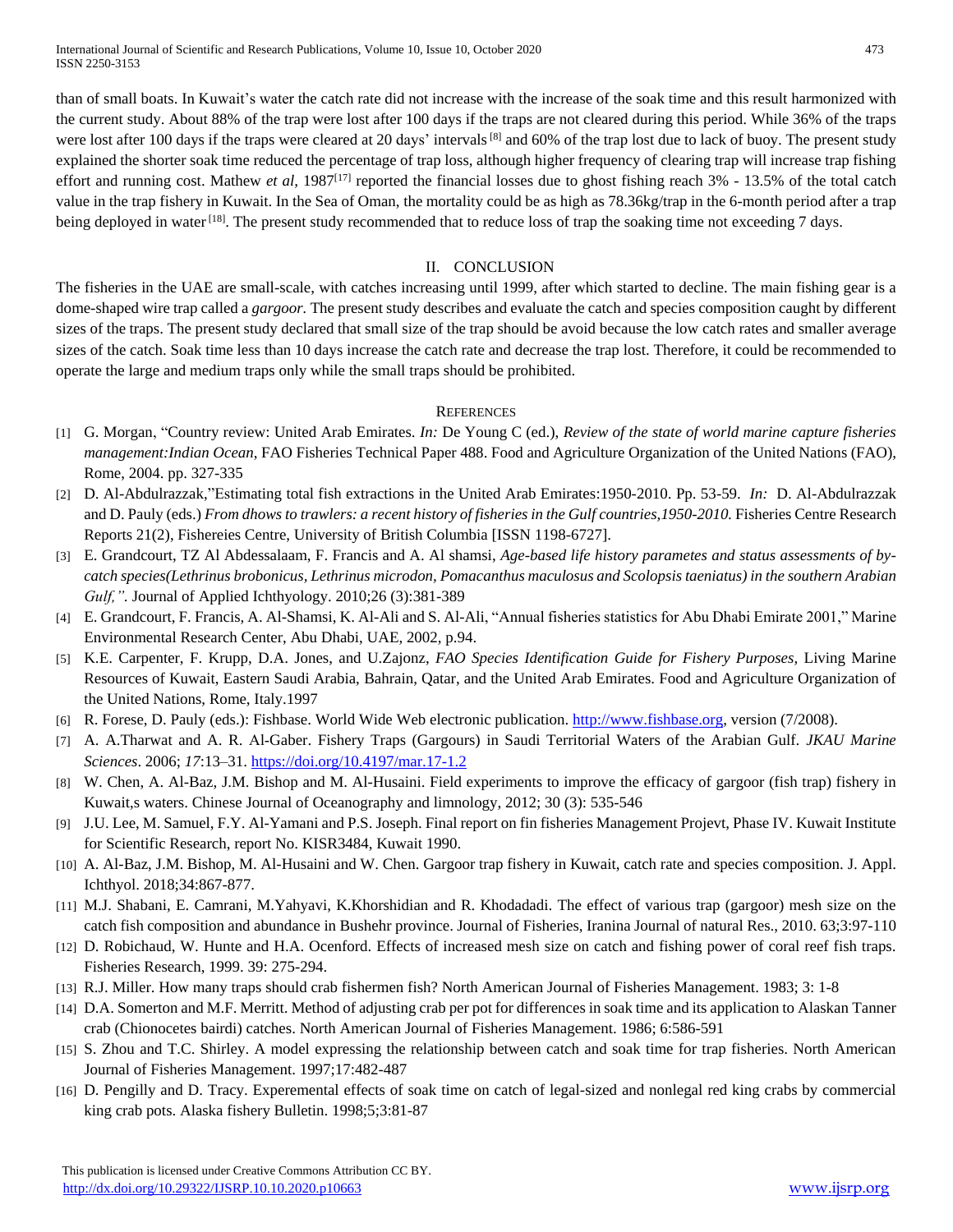than of small boats. In Kuwait's water the catch rate did not increase with the increase of the soak time and this result harmonized with the current study. About 88% of the trap were lost after 100 days if the traps are not cleared during this period. While 36% of the traps were lost after 100 days if the traps were cleared at 20 days' intervals [8] and 60% of the trap lost due to lack of buoy. The present study explained the shorter soak time reduced the percentage of trap loss, although higher frequency of clearing trap will increase trap fishing effort and running cost. Mathew *et al*, 1987[17] reported the financial losses due to ghost fishing reach 3% - 13.5% of the total catch value in the trap fishery in Kuwait. In the Sea of Oman, the mortality could be as high as 78.36kg/trap in the 6-month period after a trap being deployed in water [18]. The present study recommended that to reduce loss of trap the soaking time not exceeding 7 days.

## II. CONCLUSION

The fisheries in the UAE are small-scale, with catches increasing until 1999, after which started to decline. The main fishing gear is a dome-shaped wire trap called a *gargoor*. The present study describes and evaluate the catch and species composition caught by different sizes of the traps. The present study declared that small size of the trap should be avoid because the low catch rates and smaller average sizes of the catch. Soak time less than 10 days increase the catch rate and decrease the trap lost. Therefore, it could be recommended to operate the large and medium traps only while the small traps should be prohibited.

## REFERENCES

[1] G. Morgan, "Country review: United Arab Emirates. *In:* De Young C (ed.), *Review of the state of world marine capture fisheries management:Indian Ocean*, FAO Fisheries Technical Paper 488. Food and Agriculture Organization of the United Nations (FAO), Rome, 2004. pp. 327-335

[2] D. Al-Abdulrazzak,"Estimating total fish extractions in the United Arab Emirates:1950-2010. Pp. 53-59. *In:* D. Al-Abdulrazzak and D. Pauly (eds.) *From dhows to trawlers: a recent history of fisheries in the Gulf countries,1950-2010.* Fisheries Centre Research Reports 21(2), Fishereies Centre, University of British Columbia [ISSN 1198-6727].

[3] E. Grandcourt, TZ Al Abdessalaam, F. Francis and A. Al shamsi, *Age-based life history parametes and status assessments of by-catch species(Lethrinus brobonicus, Lethrinus microdon, Pomacanthus maculosus and Scolopsis taeniatus) in the southern Arabian Gulf,".* Journal of Applied Ichthyology. 2010;26 (3):381-389

[4] E. Grandcourt, F. Francis, A. Al-Shamsi, K. Al-Ali and S. Al-Ali, "Annual fisheries statistics for Abu Dhabi Emirate 2001," Marine Environmental Research Center, Abu Dhabi, UAE, 2002, p.94.

[5] K.E. Carpenter, F. Krupp, D.A. Jones, and U.Zajonz, *FAO Species Identification Guide for Fishery Purposes*, Living Marine Resources of Kuwait, Eastern Saudi Arabia, Bahrain, Qatar, and the United Arab Emirates. Food and Agriculture Organization of the United Nations, Rome, Italy.1997

[6] R. Forese, D. Pauly (eds.): Fishbase. World Wide Web electronic publication. http://www.fishbase.org, version (7/2008).

[7] A. A.Tharwat and A. R. Al-Gaber. Fishery Traps (Gargours) in Saudi Territorial Waters of the Arabian Gulf. *JKAU Marine Sciences*. 2006; *17*:13–31. https://doi.org/10.4197/mar.17-1.2

[8] W. Chen, A. Al-Baz, J.M. Bishop and M. Al-Husaini. Field experiments to improve the efficacy of gargoor (fish trap) fishery in Kuwait,s waters. Chinese Journal of Oceanography and limnology, 2012; 30 (3): 535-546

[9] J.U. Lee, M. Samuel, F.Y. Al-Yamani and P.S. Joseph. Final report on fin fisheries Management Projevt, Phase IV. Kuwait Institute for Scientific Research, report No. KISR3484, Kuwait 1990.

[10] A. Al-Baz, J.M. Bishop, M. Al-Husaini and W. Chen. Gargoor trap fishery in Kuwait, catch rate and species composition. J. Appl. Ichthyol. 2018;34:867-877.

[11] M.J. Shabani, E. Camrani, M.Yahyavi, K.Khorshidian and R. Khodadadi. The effect of various trap (gargoor) mesh size on the catch fish composition and abundance in Bushehr province. Journal of Fisheries, Iranina Journal of natural Res., 2010. 63;3:97-110

[12] D. Robichaud, W. Hunte and H.A. Ocenford. Effects of increased mesh size on catch and fishing power of coral reef fish traps. Fisheries Research, 1999. 39: 275-294.

[13] R.J. Miller. How many traps should crab fishermen fish? North American Journal of Fisheries Management. 1983; 3: 1-8

[14] D.A. Somerton and M.F. Merritt. Method of adjusting crab per pot for differences in soak time and its application to Alaskan Tanner crab (Chionocetes bairdi) catches. North American Journal of Fisheries Management. 1986; 6:586-591

[15] S. Zhou and T.C. Shirley. A model expressing the relationship between catch and soak time for trap fisheries. North American Journal of Fisheries Management. 1997;17:482-487

[16] D. Pengilly and D. Tracy. Experemental effects of soak time on catch of legal-sized and nonlegal red king crabs by commercial king crab pots. Alaska fishery Bulletin. 1998;5;3:81-87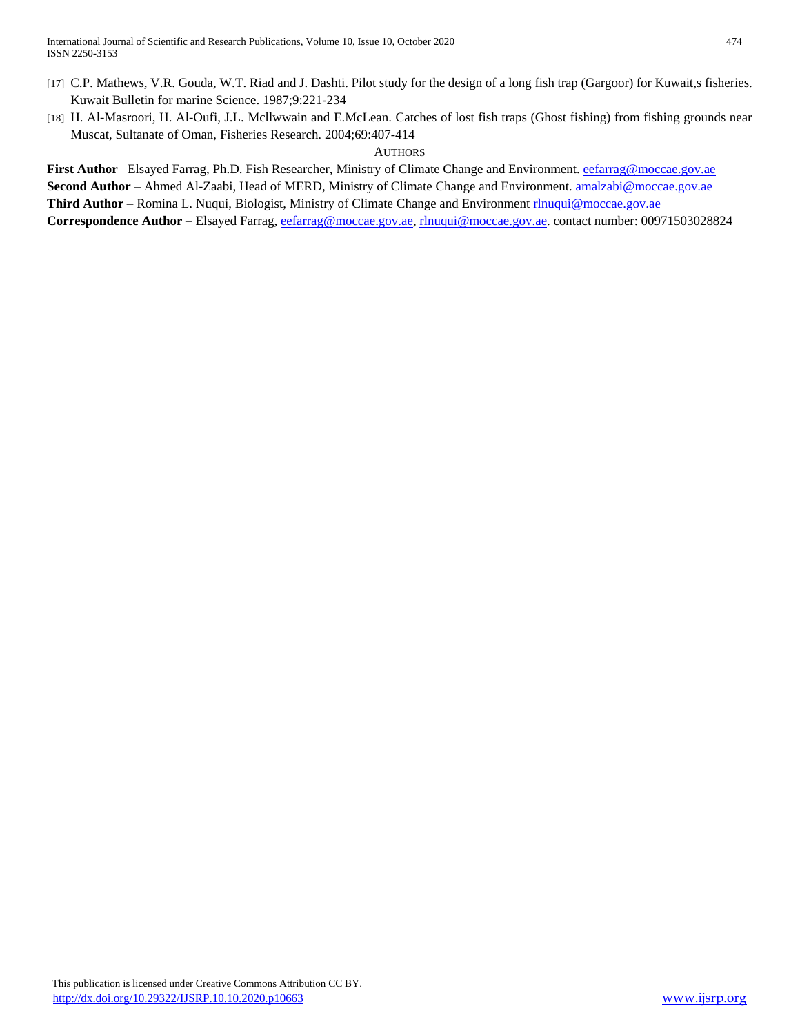[17] C.P. Mathews, V.R. Gouda, W.T. Riad and J. Dashti. Pilot study for the design of a long fish trap (Gargoor) for Kuwait,s fisheries. Kuwait Bulletin for marine Science. 1987;9:221-234

[18] H. Al-Masroori, H. Al-Oufi, J.L. Mcllwwain and E.McLean. Catches of lost fish traps (Ghost fishing) from fishing grounds near Muscat, Sultanate of Oman, Fisheries Research. 2004;69:407-414

## AUTHORS

**First Author** –Elsayed Farrag, Ph.D. Fish Researcher, Ministry of Climate Change and Environment. eefarrag@moccae.gov.ae

**Second Author** – Ahmed Al-Zaabi, Head of MERD, Ministry of Climate Change and Environment. amalzabi@moccae.gov.ae

**Third Author** – Romina L. Nuqui, Biologist, Ministry of Climate Change and Environment rlnuqui@moccae.gov.ae

**Correspondence Author** – Elsayed Farrag, eefarrag@moccae.gov.ae, rlnuqui@moccae.gov.ae. contact number: 00971503028824